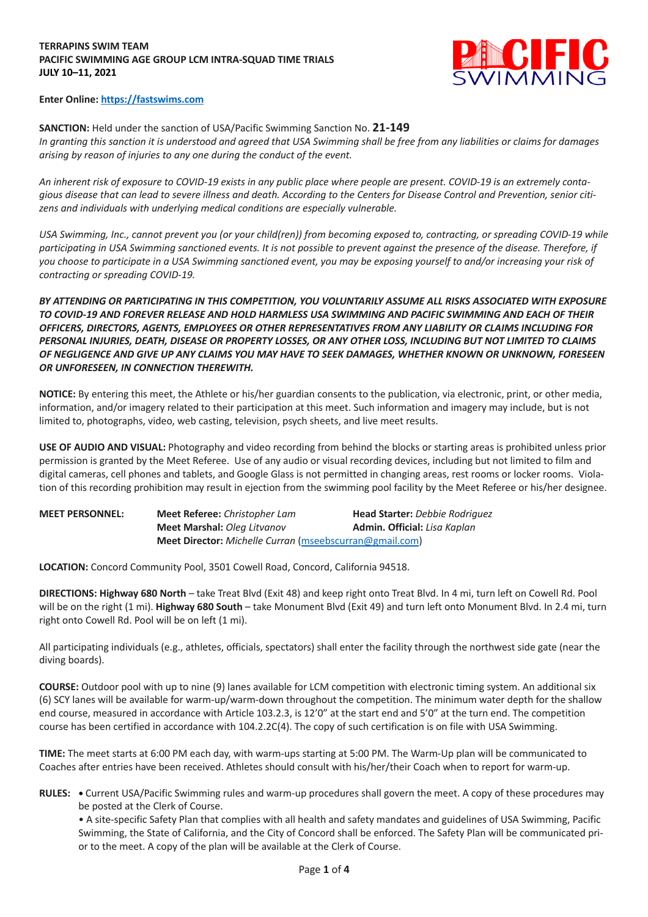**TERRAPINS SWIM TEAM**
**PACIFIC SWIMMING AGE GROUP LCM INTRA-SQUAD TIME TRIALS**
**JULY 10–11, 2021**

**Enter Online: [https://fastswims.com](https://fastswims.com)**

**SANCTION:** Held under the sanction of USA/Pacific Swimming Sanction No. **21-149**
*In granting this sanction it is understood and agreed that USA Swimming shall be free from any liabilities or claims for damages arising by reason of injuries to any one during the conduct of the event.*

*An inherent risk of exposure to COVID-19 exists in any public place where people are present. COVID-19 is an extremely contagious disease that can lead to severe illness and death. According to the Centers for Disease Control and Prevention, senior citizens and individuals with underlying medical conditions are especially vulnerable.*

*USA Swimming, Inc., cannot prevent you (or your child(ren)) from becoming exposed to, contracting, or spreading COVID-19 while participating in USA Swimming sanctioned events. It is not possible to prevent against the presence of the disease. Therefore, if you choose to participate in a USA Swimming sanctioned event, you may be exposing yourself to and/or increasing your risk of contracting or spreading COVID-19.*

***BY ATTENDING OR PARTICIPATING IN THIS COMPETITION, YOU VOLUNTARILY ASSUME ALL RISKS ASSOCIATED WITH EXPOSURE TO COVID-19 AND FOREVER RELEASE AND HOLD HARMLESS USA SWIMMING AND PACIFIC SWIMMING AND EACH OF THEIR OFFICERS, DIRECTORS, AGENTS, EMPLOYEES OR OTHER REPRESENTATIVES FROM ANY LIABILITY OR CLAIMS INCLUDING FOR PERSONAL INJURIES, DEATH, DISEASE OR PROPERTY LOSSES, OR ANY OTHER LOSS, INCLUDING BUT NOT LIMITED TO CLAIMS OF NEGLIGENCE AND GIVE UP ANY CLAIMS YOU MAY HAVE TO SEEK DAMAGES, WHETHER KNOWN OR UNKNOWN, FORESEEN OR UNFORESEEN, IN CONNECTION THEREWITH.***

**NOTICE:** By entering this meet, the Athlete or his/her guardian consents to the publication, via electronic, print, or other media, information, and/or imagery related to their participation at this meet. Such information and imagery may include, but is not limited to, photographs, video, web casting, television, psych sheets, and live meet results.

**USE OF AUDIO AND VISUAL:** Photography and video recording from behind the blocks or starting areas is prohibited unless prior permission is granted by the Meet Referee. Use of any audio or visual recording devices, including but not limited to film and digital cameras, cell phones and tablets, and Google Glass is not permitted in changing areas, rest rooms or locker rooms. Violation of this recording prohibition may result in ejection from the swimming pool facility by the Meet Referee or his/her designee.

**MEET PERSONNEL:**
**Meet Referee:** *Christopher Lam* — **Head Starter:** *Debbie Rodriguez*
**Meet Marshal:** *Oleg Litvanov* — **Admin. Official:** *Lisa Kaplan*
**Meet Director:** *Michelle Curran* ([mseebscurran@gmail.com](mailto:mseebscurran@gmail.com))

**LOCATION:** Concord Community Pool, 3501 Cowell Road, Concord, California 94518.

**DIRECTIONS: Highway 680 North** – take Treat Blvd (Exit 48) and keep right onto Treat Blvd. In 4 mi, turn left on Cowell Rd. Pool will be on the right (1 mi). **Highway 680 South** – take Monument Blvd (Exit 49) and turn left onto Monument Blvd. In 2.4 mi, turn right onto Cowell Rd. Pool will be on left (1 mi).

All participating individuals (e.g., athletes, officials, spectators) shall enter the facility through the northwest side gate (near the diving boards).

**COURSE:** Outdoor pool with up to nine (9) lanes available for LCM competition with electronic timing system. An additional six (6) SCY lanes will be available for warm-up/warm-down throughout the competition. The minimum water depth for the shallow end course, measured in accordance with Article 103.2.3, is 12'0" at the start end and 5'0" at the turn end. The competition course has been certified in accordance with 104.2.2C(4). The copy of such certification is on file with USA Swimming.

**TIME:** The meet starts at 6:00 PM each day, with warm-ups starting at 5:00 PM. The Warm-Up plan will be communicated to Coaches after entries have been received. Athletes should consult with his/her/their Coach when to report for warm-up.

**RULES:**
- Current USA/Pacific Swimming rules and warm-up procedures shall govern the meet. A copy of these procedures may be posted at the Clerk of Course.
- A site-specific Safety Plan that complies with all health and safety mandates and guidelines of USA Swimming, Pacific Swimming, the State of California, and the City of Concord shall be enforced. The Safety Plan will be communicated prior to the meet. A copy of the plan will be available at the Clerk of Course.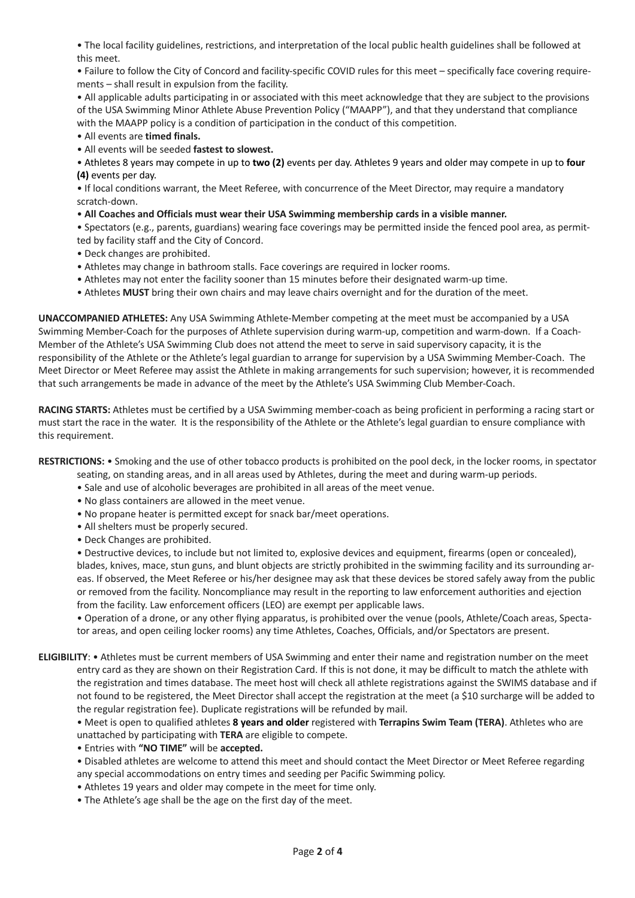- The local facility guidelines, restrictions, and interpretation of the local public health guidelines shall be followed at this meet.
- Failure to follow the City of Concord and facility-specific COVID rules for this meet – specifically face covering requirements – shall result in expulsion from the facility.
- All applicable adults participating in or associated with this meet acknowledge that they are subject to the provisions of the USA Swimming Minor Athlete Abuse Prevention Policy ("MAAPP"), and that they understand that compliance with the MAAPP policy is a condition of participation in the conduct of this competition.
- All events are **timed finals.**
- All events will be seeded **fastest to slowest.**
- Athletes 8 years may compete in up to **two (2)** events per day. Athletes 9 years and older may compete in up to **four (4)** events per day.
- If local conditions warrant, the Meet Referee, with concurrence of the Meet Director, may require a mandatory scratch-down.
- **All Coaches and Officials must wear their USA Swimming membership cards in a visible manner.**
- Spectators (e.g., parents, guardians) wearing face coverings may be permitted inside the fenced pool area, as permitted by facility staff and the City of Concord.
- Deck changes are prohibited.
- Athletes may change in bathroom stalls. Face coverings are required in locker rooms.
- Athletes may not enter the facility sooner than 15 minutes before their designated warm-up time.
- Athletes **MUST** bring their own chairs and may leave chairs overnight and for the duration of the meet.

**UNACCOMPANIED ATHLETES:** Any USA Swimming Athlete-Member competing at the meet must be accompanied by a USA Swimming Member-Coach for the purposes of Athlete supervision during warm-up, competition and warm-down. If a Coach-Member of the Athlete's USA Swimming Club does not attend the meet to serve in said supervisory capacity, it is the responsibility of the Athlete or the Athlete's legal guardian to arrange for supervision by a USA Swimming Member-Coach. The Meet Director or Meet Referee may assist the Athlete in making arrangements for such supervision; however, it is recommended that such arrangements be made in advance of the meet by the Athlete's USA Swimming Club Member-Coach.

**RACING STARTS:** Athletes must be certified by a USA Swimming member-coach as being proficient in performing a racing start or must start the race in the water. It is the responsibility of the Athlete or the Athlete's legal guardian to ensure compliance with this requirement.

**RESTRICTIONS:**
- Smoking and the use of other tobacco products is prohibited on the pool deck, in the locker rooms, in spectator seating, on standing areas, and in all areas used by Athletes, during the meet and during warm-up periods.
- Sale and use of alcoholic beverages are prohibited in all areas of the meet venue.
- No glass containers are allowed in the meet venue.
- No propane heater is permitted except for snack bar/meet operations.
- All shelters must be properly secured.
- Deck Changes are prohibited.
- Destructive devices, to include but not limited to, explosive devices and equipment, firearms (open or concealed), blades, knives, mace, stun guns, and blunt objects are strictly prohibited in the swimming facility and its surrounding areas. If observed, the Meet Referee or his/her designee may ask that these devices be stored safely away from the public or removed from the facility. Noncompliance may result in the reporting to law enforcement authorities and ejection from the facility. Law enforcement officers (LEO) are exempt per applicable laws.
- Operation of a drone, or any other flying apparatus, is prohibited over the venue (pools, Athlete/Coach areas, Spectator areas, and open ceiling locker rooms) any time Athletes, Coaches, Officials, and/or Spectators are present.

**ELIGIBILITY**:
- Athletes must be current members of USA Swimming and enter their name and registration number on the meet entry card as they are shown on their Registration Card. If this is not done, it may be difficult to match the athlete with the registration and times database. The meet host will check all athlete registrations against the SWIMS database and if not found to be registered, the Meet Director shall accept the registration at the meet (a $10 surcharge will be added to the regular registration fee). Duplicate registrations will be refunded by mail.
- Meet is open to qualified athletes **8 years and older** registered with **Terrapins Swim Team (TERA)**. Athletes who are unattached by participating with **TERA** are eligible to compete.
- Entries with **"NO TIME"** will be **accepted.**
- Disabled athletes are welcome to attend this meet and should contact the Meet Director or Meet Referee regarding any special accommodations on entry times and seeding per Pacific Swimming policy.
- Athletes 19 years and older may compete in the meet for time only.
- The Athlete's age shall be the age on the first day of the meet.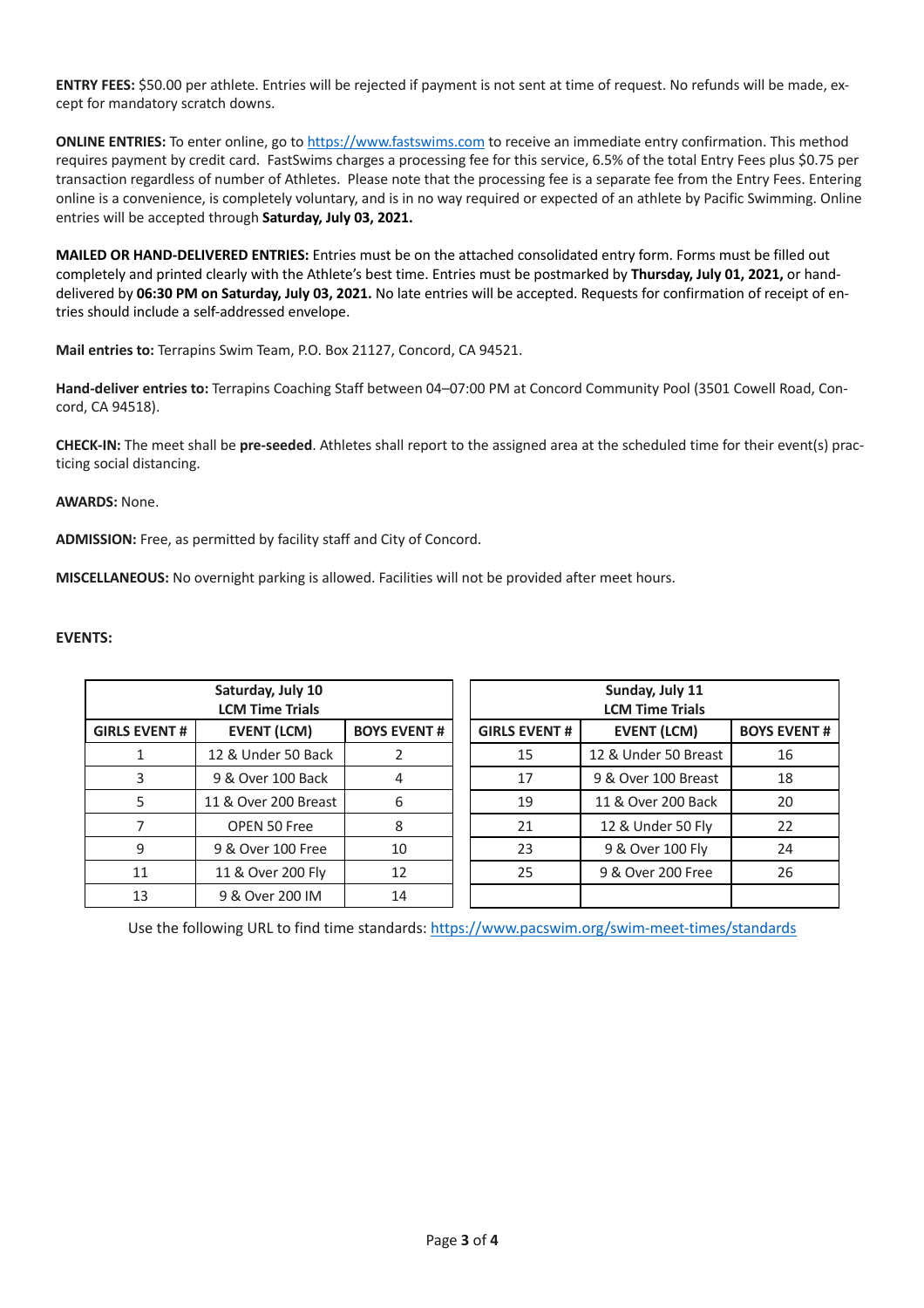**ENTRY FEES:** $50.00 per athlete. Entries will be rejected if payment is not sent at time of request. No refunds will be made, except for mandatory scratch downs.

**ONLINE ENTRIES:** To enter online, go to https://www.fastswims.com to receive an immediate entry confirmation. This method requires payment by credit card. FastSwims charges a processing fee for this service, 6.5% of the total Entry Fees plus $0.75 per transaction regardless of number of Athletes. Please note that the processing fee is a separate fee from the Entry Fees. Entering online is a convenience, is completely voluntary, and is in no way required or expected of an athlete by Pacific Swimming. Online entries will be accepted through **Saturday, July 03, 2021.**

**MAILED OR HAND-DELIVERED ENTRIES:** Entries must be on the attached consolidated entry form. Forms must be filled out completely and printed clearly with the Athlete's best time. Entries must be postmarked by **Thursday, July 01, 2021,** or hand-delivered by **06:30 PM on Saturday, July 03, 2021.** No late entries will be accepted. Requests for confirmation of receipt of entries should include a self-addressed envelope.

**Mail entries to:** Terrapins Swim Team, P.O. Box 21127, Concord, CA 94521.

**Hand-deliver entries to:** Terrapins Coaching Staff between 04–07:00 PM at Concord Community Pool (3501 Cowell Road, Concord, CA 94518).

**CHECK-IN:** The meet shall be **pre-seeded**. Athletes shall report to the assigned area at the scheduled time for their event(s) practicing social distancing.

**AWARDS:** None.

**ADMISSION:** Free, as permitted by facility staff and City of Concord.

**MISCELLANEOUS:** No overnight parking is allowed. Facilities will not be provided after meet hours.

**EVENTS:**

| Saturday, July 10 LCM Time Trials | | |
|---|---|---|
| **GIRLS EVENT #** | **EVENT (LCM)** | **BOYS EVENT #** |
| 1 | 12 & Under 50 Back | 2 |
| 3 | 9 & Over 100 Back | 4 |
| 5 | 11 & Over 200 Breast | 6 |
| 7 | OPEN 50 Free | 8 |
| 9 | 9 & Over 100 Free | 10 |
| 11 | 11 & Over 200 Fly | 12 |
| 13 | 9 & Over 200 IM | 14 |

| Sunday, July 11 LCM Time Trials | | |
|---|---|---|
| **GIRLS EVENT #** | **EVENT (LCM)** | **BOYS EVENT #** |
| 15 | 12 & Under 50 Breast | 16 |
| 17 | 9 & Over 100 Breast | 18 |
| 19 | 11 & Over 200 Back | 20 |
| 21 | 12 & Under 50 Fly | 22 |
| 23 | 9 & Over 100 Fly | 24 |
| 25 | 9 & Over 200 Free | 26 |

Use the following URL to find time standards: https://www.pacswim.org/swim-meet-times/standards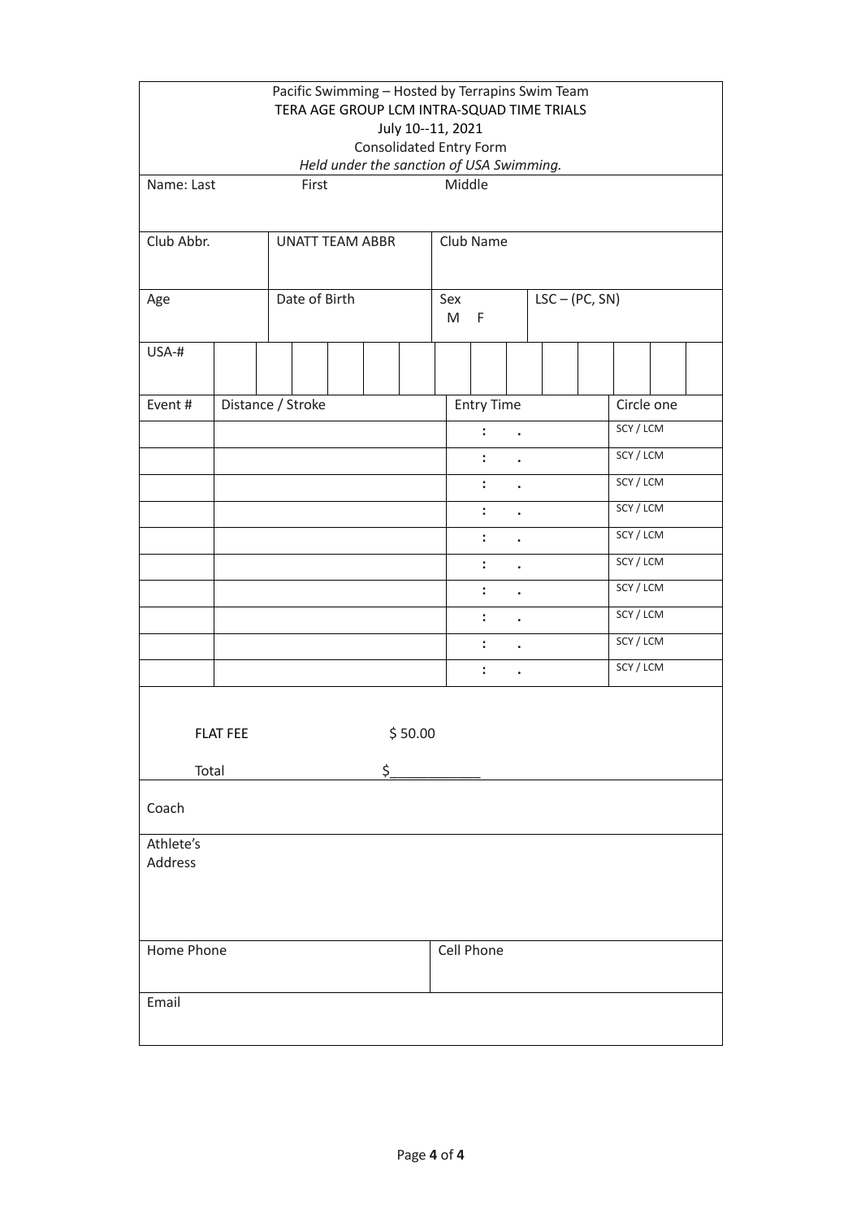Pacific Swimming – Hosted by Terrapins Swim Team
TERA AGE GROUP LCM INTRA-SQUAD TIME TRIALS
July 10--11, 2021
Consolidated Entry Form
*Held under the sanction of USA Swimming.*

| Name: Last | First | Middle |
|---|---|---|
| | | |

| Club Abbr. | UNATT TEAM ABBR | Club Name |
|---|---|---|
| | | |

| Age | Date of Birth | Sex M F | LSC – (PC, SN) |
|---|---|---|---|
| | | | |

| USA-# | | | | | | | | | | | | | |
|---|---|---|---|---|---|---|---|---|---|---|---|---|---|

| Event # | Distance / Stroke | Entry Time | Circle one |
|---|---|---|---|
| | | : . | SCY / LCM |
| | | : . | SCY / LCM |
| | | : . | SCY / LCM |
| | | : . | SCY / LCM |
| | | : . | SCY / LCM |
| | | : . | SCY / LCM |
| | | : . | SCY / LCM |
| | | : . | SCY / LCM |
| | | : . | SCY / LCM |
| | | : . | SCY / LCM |

FLAT FEE $ 50.00

Total $____________

Coach

Athlete's Address

| Home Phone | Cell Phone |
|---|---|
| | |

Email